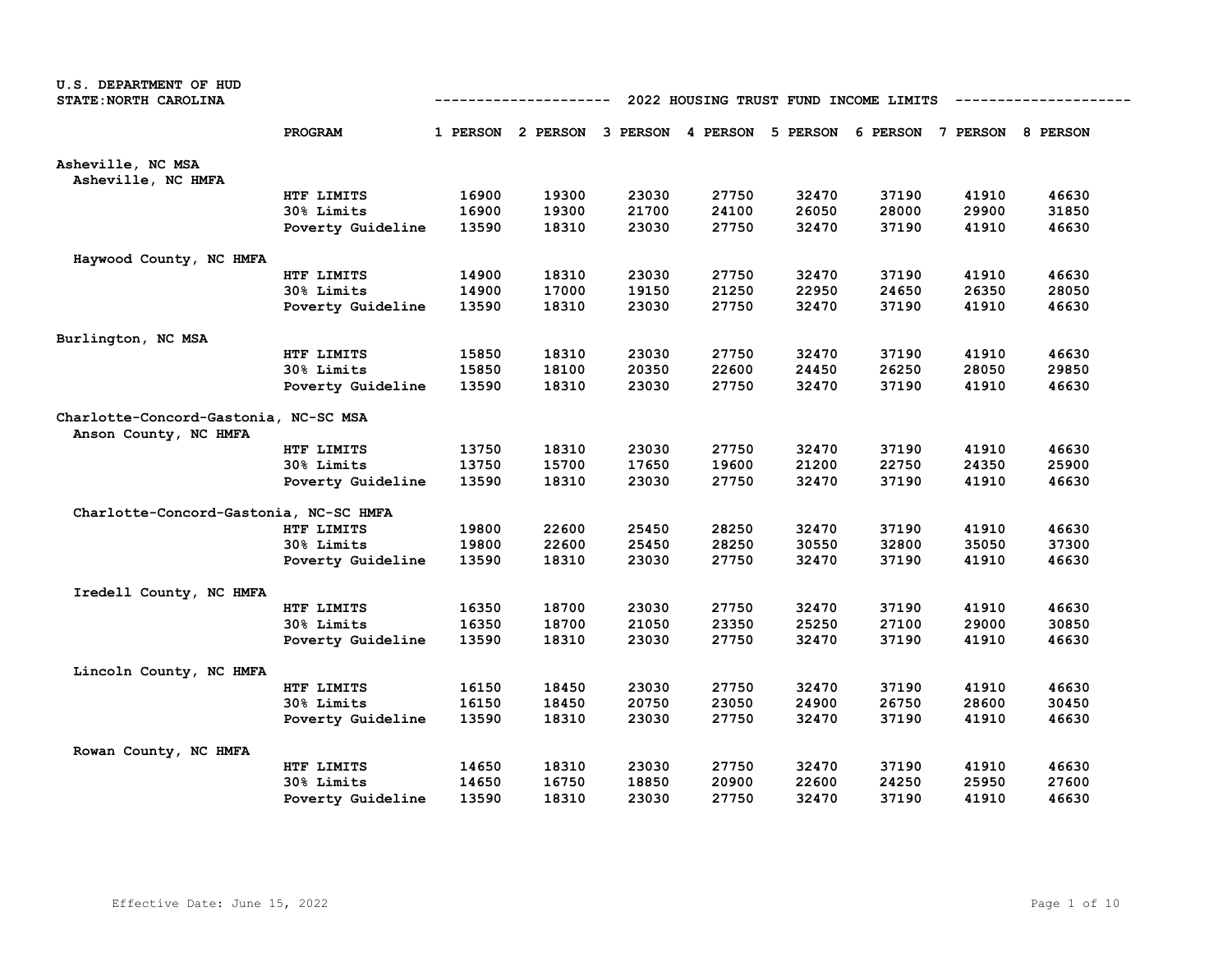U.S. DEPARTMENT OF HUD
STATE: NORTH CAROLINA

## 2022 HOUSING TRUST FUND INCOME LIMITS

| | PROGRAM | 1 PERSON | 2 PERSON | 3 PERSON | 4 PERSON | 5 PERSON | 6 PERSON | 7 PERSON | 8 PERSON |
|---|---|---|---|---|---|---|---|---|---|
| **Asheville, NC MSA** | | | | | | | | | |
| Asheville, NC HMFA | | | | | | | | | |
| | HTF LIMITS | 16900 | 19300 | 23030 | 27750 | 32470 | 37190 | 41910 | 46630 |
| | 30% Limits | 16900 | 19300 | 21700 | 24100 | 26050 | 28000 | 29900 | 31850 |
| | Poverty Guideline | 13590 | 18310 | 23030 | 27750 | 32470 | 37190 | 41910 | 46630 |
| Haywood County, NC HMFA | | | | | | | | | |
| | HTF LIMITS | 14900 | 18310 | 23030 | 27750 | 32470 | 37190 | 41910 | 46630 |
| | 30% Limits | 14900 | 17000 | 19150 | 21250 | 22950 | 24650 | 26350 | 28050 |
| | Poverty Guideline | 13590 | 18310 | 23030 | 27750 | 32470 | 37190 | 41910 | 46630 |
| **Burlington, NC MSA** | | | | | | | | | |
| | HTF LIMITS | 15850 | 18310 | 23030 | 27750 | 32470 | 37190 | 41910 | 46630 |
| | 30% Limits | 15850 | 18100 | 20350 | 22600 | 24450 | 26250 | 28050 | 29850 |
| | Poverty Guideline | 13590 | 18310 | 23030 | 27750 | 32470 | 37190 | 41910 | 46630 |
| **Charlotte-Concord-Gastonia, NC-SC MSA** | | | | | | | | | |
| Anson County, NC HMFA | | | | | | | | | |
| | HTF LIMITS | 13750 | 18310 | 23030 | 27750 | 32470 | 37190 | 41910 | 46630 |
| | 30% Limits | 13750 | 15700 | 17650 | 19600 | 21200 | 22750 | 24350 | 25900 |
| | Poverty Guideline | 13590 | 18310 | 23030 | 27750 | 32470 | 37190 | 41910 | 46630 |
| Charlotte-Concord-Gastonia, NC-SC HMFA | | | | | | | | | |
| | HTF LIMITS | 19800 | 22600 | 25450 | 28250 | 32470 | 37190 | 41910 | 46630 |
| | 30% Limits | 19800 | 22600 | 25450 | 28250 | 30550 | 32800 | 35050 | 37300 |
| | Poverty Guideline | 13590 | 18310 | 23030 | 27750 | 32470 | 37190 | 41910 | 46630 |
| Iredell County, NC HMFA | | | | | | | | | |
| | HTF LIMITS | 16350 | 18700 | 23030 | 27750 | 32470 | 37190 | 41910 | 46630 |
| | 30% Limits | 16350 | 18700 | 21050 | 23350 | 25250 | 27100 | 29000 | 30850 |
| | Poverty Guideline | 13590 | 18310 | 23030 | 27750 | 32470 | 37190 | 41910 | 46630 |
| Lincoln County, NC HMFA | | | | | | | | | |
| | HTF LIMITS | 16150 | 18450 | 23030 | 27750 | 32470 | 37190 | 41910 | 46630 |
| | 30% Limits | 16150 | 18450 | 20750 | 23050 | 24900 | 26750 | 28600 | 30450 |
| | Poverty Guideline | 13590 | 18310 | 23030 | 27750 | 32470 | 37190 | 41910 | 46630 |
| Rowan County, NC HMFA | | | | | | | | | |
| | HTF LIMITS | 14650 | 18310 | 23030 | 27750 | 32470 | 37190 | 41910 | 46630 |
| | 30% Limits | 14650 | 16750 | 18850 | 20900 | 22600 | 24250 | 25950 | 27600 |
| | Poverty Guideline | 13590 | 18310 | 23030 | 27750 | 32470 | 37190 | 41910 | 46630 |

Effective Date: June 15, 2022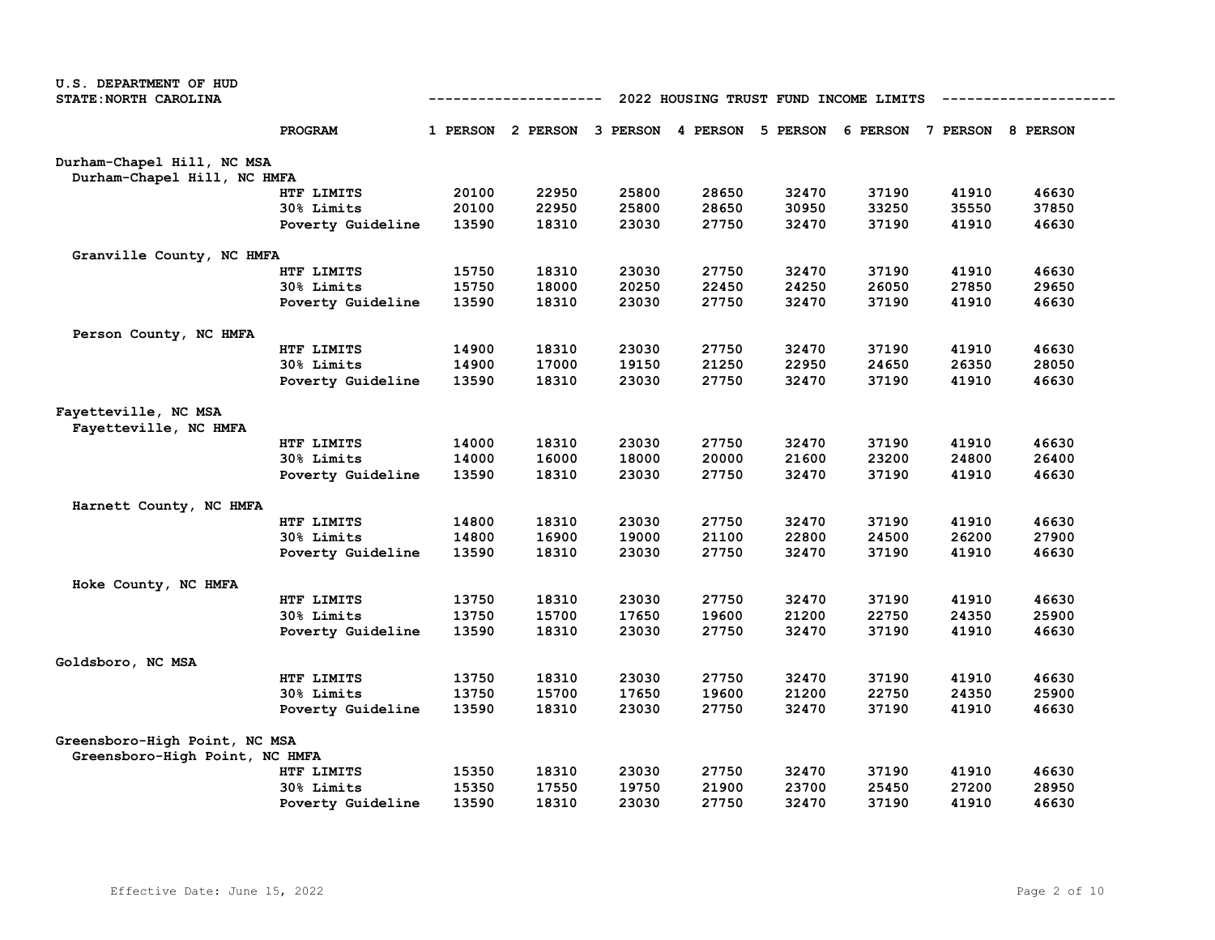U.S. DEPARTMENT OF HUD
STATE:NORTH CAROLINA

## 2022 HOUSING TRUST FUND INCOME LIMITS

| | PROGRAM | 1 PERSON | 2 PERSON | 3 PERSON | 4 PERSON | 5 PERSON | 6 PERSON | 7 PERSON | 8 PERSON |
|---|---|---|---|---|---|---|---|---|---|
| **Durham-Chapel Hill, NC MSA** | | | | | | | | | |
| Durham-Chapel Hill, NC HMFA | | | | | | | | | |
| | HTF LIMITS | 20100 | 22950 | 25800 | 28650 | 32470 | 37190 | 41910 | 46630 |
| | 30% Limits | 20100 | 22950 | 25800 | 28650 | 30950 | 33250 | 35550 | 37850 |
| | Poverty Guideline | 13590 | 18310 | 23030 | 27750 | 32470 | 37190 | 41910 | 46630 |
| Granville County, NC HMFA | | | | | | | | | |
| | HTF LIMITS | 15750 | 18310 | 23030 | 27750 | 32470 | 37190 | 41910 | 46630 |
| | 30% Limits | 15750 | 18000 | 20250 | 22450 | 24250 | 26050 | 27850 | 29650 |
| | Poverty Guideline | 13590 | 18310 | 23030 | 27750 | 32470 | 37190 | 41910 | 46630 |
| Person County, NC HMFA | | | | | | | | | |
| | HTF LIMITS | 14900 | 18310 | 23030 | 27750 | 32470 | 37190 | 41910 | 46630 |
| | 30% Limits | 14900 | 17000 | 19150 | 21250 | 22950 | 24650 | 26350 | 28050 |
| | Poverty Guideline | 13590 | 18310 | 23030 | 27750 | 32470 | 37190 | 41910 | 46630 |
| **Fayetteville, NC MSA** | | | | | | | | | |
| Fayetteville, NC HMFA | | | | | | | | | |
| | HTF LIMITS | 14000 | 18310 | 23030 | 27750 | 32470 | 37190 | 41910 | 46630 |
| | 30% Limits | 14000 | 16000 | 18000 | 20000 | 21600 | 23200 | 24800 | 26400 |
| | Poverty Guideline | 13590 | 18310 | 23030 | 27750 | 32470 | 37190 | 41910 | 46630 |
| Harnett County, NC HMFA | | | | | | | | | |
| | HTF LIMITS | 14800 | 18310 | 23030 | 27750 | 32470 | 37190 | 41910 | 46630 |
| | 30% Limits | 14800 | 16900 | 19000 | 21100 | 22800 | 24500 | 26200 | 27900 |
| | Poverty Guideline | 13590 | 18310 | 23030 | 27750 | 32470 | 37190 | 41910 | 46630 |
| Hoke County, NC HMFA | | | | | | | | | |
| | HTF LIMITS | 13750 | 18310 | 23030 | 27750 | 32470 | 37190 | 41910 | 46630 |
| | 30% Limits | 13750 | 15700 | 17650 | 19600 | 21200 | 22750 | 24350 | 25900 |
| | Poverty Guideline | 13590 | 18310 | 23030 | 27750 | 32470 | 37190 | 41910 | 46630 |
| **Goldsboro, NC MSA** | | | | | | | | | |
| | HTF LIMITS | 13750 | 18310 | 23030 | 27750 | 32470 | 37190 | 41910 | 46630 |
| | 30% Limits | 13750 | 15700 | 17650 | 19600 | 21200 | 22750 | 24350 | 25900 |
| | Poverty Guideline | 13590 | 18310 | 23030 | 27750 | 32470 | 37190 | 41910 | 46630 |
| **Greensboro-High Point, NC MSA** | | | | | | | | | |
| Greensboro-High Point, NC HMFA | | | | | | | | | |
| | HTF LIMITS | 15350 | 18310 | 23030 | 27750 | 32470 | 37190 | 41910 | 46630 |
| | 30% Limits | 15350 | 17550 | 19750 | 21900 | 23700 | 25450 | 27200 | 28950 |
| | Poverty Guideline | 13590 | 18310 | 23030 | 27750 | 32470 | 37190 | 41910 | 46630 |

Effective Date: June 15, 2022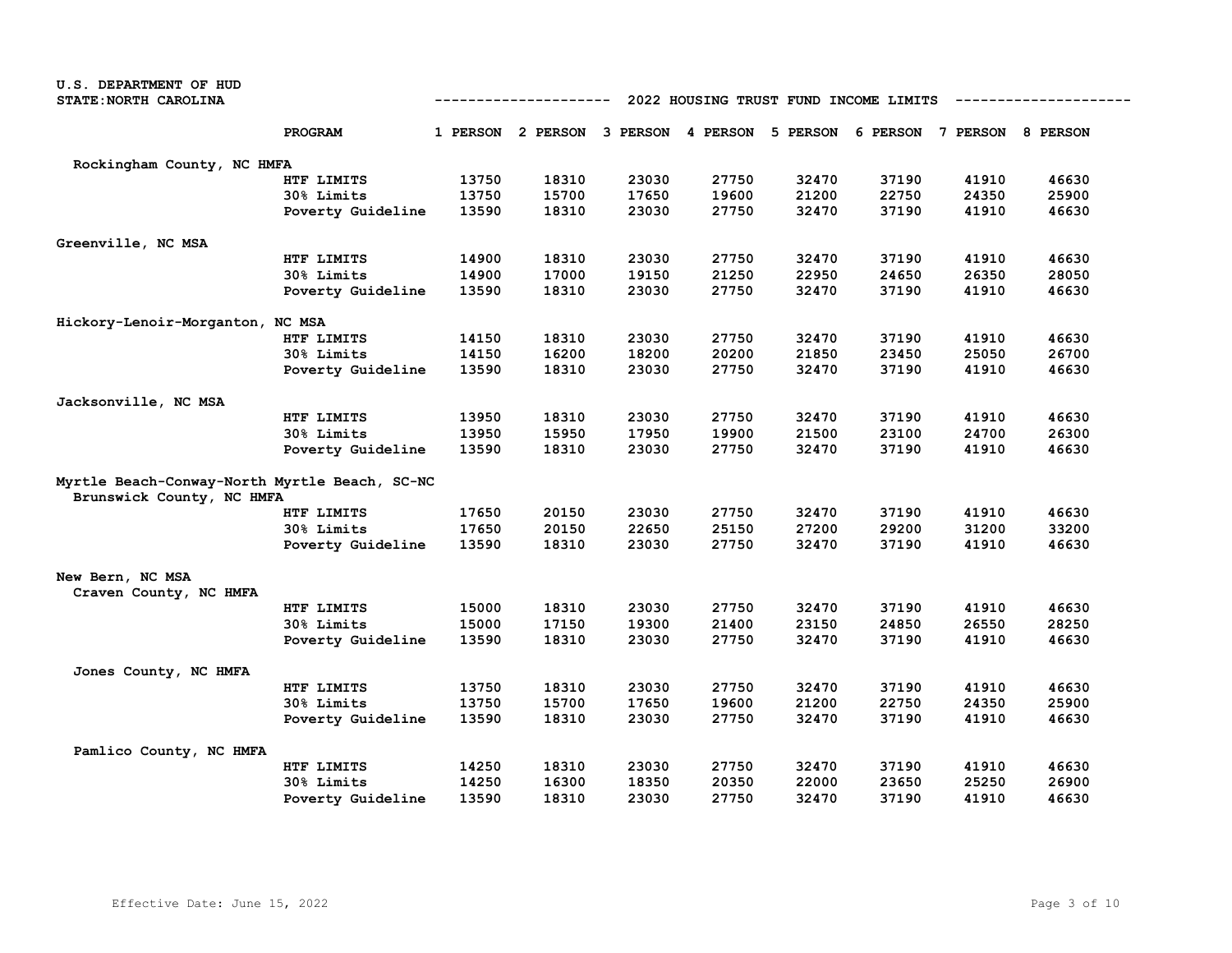U.S. DEPARTMENT OF HUD
STATE: NORTH CAROLINA

## 2022 HOUSING TRUST FUND INCOME LIMITS

| | PROGRAM | 1 PERSON | 2 PERSON | 3 PERSON | 4 PERSON | 5 PERSON | 6 PERSON | 7 PERSON | 8 PERSON |
|---|---|---|---|---|---|---|---|---|---|
| Rockingham County, NC HMFA | | | | | | | | | |
| | HTF LIMITS | 13750 | 18310 | 23030 | 27750 | 32470 | 37190 | 41910 | 46630 |
| | 30% Limits | 13750 | 15700 | 17650 | 19600 | 21200 | 22750 | 24350 | 25900 |
| | Poverty Guideline | 13590 | 18310 | 23030 | 27750 | 32470 | 37190 | 41910 | 46630 |
| Greenville, NC MSA | | | | | | | | | |
| | HTF LIMITS | 14900 | 18310 | 23030 | 27750 | 32470 | 37190 | 41910 | 46630 |
| | 30% Limits | 14900 | 17000 | 19150 | 21250 | 22950 | 24650 | 26350 | 28050 |
| | Poverty Guideline | 13590 | 18310 | 23030 | 27750 | 32470 | 37190 | 41910 | 46630 |
| Hickory-Lenoir-Morganton, NC MSA | | | | | | | | | |
| | HTF LIMITS | 14150 | 18310 | 23030 | 27750 | 32470 | 37190 | 41910 | 46630 |
| | 30% Limits | 14150 | 16200 | 18200 | 20200 | 21850 | 23450 | 25050 | 26700 |
| | Poverty Guideline | 13590 | 18310 | 23030 | 27750 | 32470 | 37190 | 41910 | 46630 |
| Jacksonville, NC MSA | | | | | | | | | |
| | HTF LIMITS | 13950 | 18310 | 23030 | 27750 | 32470 | 37190 | 41910 | 46630 |
| | 30% Limits | 13950 | 15950 | 17950 | 19900 | 21500 | 23100 | 24700 | 26300 |
| | Poverty Guideline | 13590 | 18310 | 23030 | 27750 | 32470 | 37190 | 41910 | 46630 |
| Myrtle Beach-Conway-North Myrtle Beach, SC-NC<br>Brunswick County, NC HMFA | | | | | | | | | |
| | HTF LIMITS | 17650 | 20150 | 23030 | 27750 | 32470 | 37190 | 41910 | 46630 |
| | 30% Limits | 17650 | 20150 | 22650 | 25150 | 27200 | 29200 | 31200 | 33200 |
| | Poverty Guideline | 13590 | 18310 | 23030 | 27750 | 32470 | 37190 | 41910 | 46630 |
| New Bern, NC MSA<br>Craven County, NC HMFA | | | | | | | | | |
| | HTF LIMITS | 15000 | 18310 | 23030 | 27750 | 32470 | 37190 | 41910 | 46630 |
| | 30% Limits | 15000 | 17150 | 19300 | 21400 | 23150 | 24850 | 26550 | 28250 |
| | Poverty Guideline | 13590 | 18310 | 23030 | 27750 | 32470 | 37190 | 41910 | 46630 |
| Jones County, NC HMFA | | | | | | | | | |
| | HTF LIMITS | 13750 | 18310 | 23030 | 27750 | 32470 | 37190 | 41910 | 46630 |
| | 30% Limits | 13750 | 15700 | 17650 | 19600 | 21200 | 22750 | 24350 | 25900 |
| | Poverty Guideline | 13590 | 18310 | 23030 | 27750 | 32470 | 37190 | 41910 | 46630 |
| Pamlico County, NC HMFA | | | | | | | | | |
| | HTF LIMITS | 14250 | 18310 | 23030 | 27750 | 32470 | 37190 | 41910 | 46630 |
| | 30% Limits | 14250 | 16300 | 18350 | 20350 | 22000 | 23650 | 25250 | 26900 |
| | Poverty Guideline | 13590 | 18310 | 23030 | 27750 | 32470 | 37190 | 41910 | 46630 |

Effective Date: June 15, 2022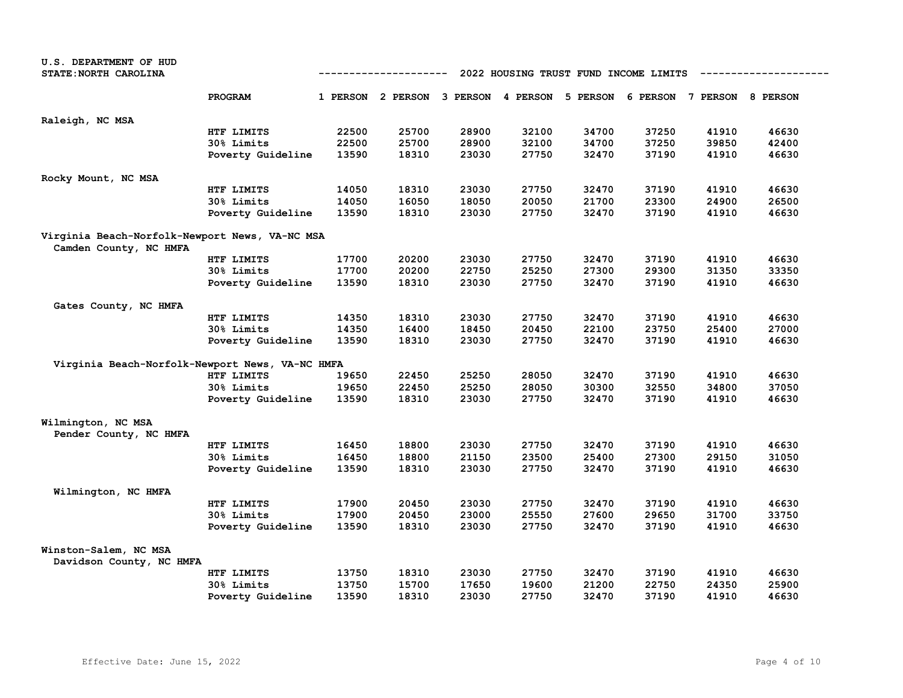U.S. DEPARTMENT OF HUD
STATE: NORTH CAROLINA

## 2022 HOUSING TRUST FUND INCOME LIMITS

| | PROGRAM | 1 PERSON | 2 PERSON | 3 PERSON | 4 PERSON | 5 PERSON | 6 PERSON | 7 PERSON | 8 PERSON |
|---|---|---|---|---|---|---|---|---|---|
| **Raleigh, NC MSA** | | | | | | | | | |
| | HTF LIMITS | 22500 | 25700 | 28900 | 32100 | 34700 | 37250 | 41910 | 46630 |
| | 30% Limits | 22500 | 25700 | 28900 | 32100 | 34700 | 37250 | 39850 | 42400 |
| | Poverty Guideline | 13590 | 18310 | 23030 | 27750 | 32470 | 37190 | 41910 | 46630 |
| **Rocky Mount, NC MSA** | | | | | | | | | |
| | HTF LIMITS | 14050 | 18310 | 23030 | 27750 | 32470 | 37190 | 41910 | 46630 |
| | 30% Limits | 14050 | 16050 | 18050 | 20050 | 21700 | 23300 | 24900 | 26500 |
| | Poverty Guideline | 13590 | 18310 | 23030 | 27750 | 32470 | 37190 | 41910 | 46630 |
| **Virginia Beach-Norfolk-Newport News, VA-NC MSA** | | | | | | | | | |
| Camden County, NC HMFA | | | | | | | | | |
| | HTF LIMITS | 17700 | 20200 | 23030 | 27750 | 32470 | 37190 | 41910 | 46630 |
| | 30% Limits | 17700 | 20200 | 22750 | 25250 | 27300 | 29300 | 31350 | 33350 |
| | Poverty Guideline | 13590 | 18310 | 23030 | 27750 | 32470 | 37190 | 41910 | 46630 |
| Gates County, NC HMFA | | | | | | | | | |
| | HTF LIMITS | 14350 | 18310 | 23030 | 27750 | 32470 | 37190 | 41910 | 46630 |
| | 30% Limits | 14350 | 16400 | 18450 | 20450 | 22100 | 23750 | 25400 | 27000 |
| | Poverty Guideline | 13590 | 18310 | 23030 | 27750 | 32470 | 37190 | 41910 | 46630 |
| Virginia Beach-Norfolk-Newport News, VA-NC HMFA | | | | | | | | | |
| | HTF LIMITS | 19650 | 22450 | 25250 | 28050 | 32470 | 37190 | 41910 | 46630 |
| | 30% Limits | 19650 | 22450 | 25250 | 28050 | 30300 | 32550 | 34800 | 37050 |
| | Poverty Guideline | 13590 | 18310 | 23030 | 27750 | 32470 | 37190 | 41910 | 46630 |
| **Wilmington, NC MSA** | | | | | | | | | |
| Pender County, NC HMFA | | | | | | | | | |
| | HTF LIMITS | 16450 | 18800 | 23030 | 27750 | 32470 | 37190 | 41910 | 46630 |
| | 30% Limits | 16450 | 18800 | 21150 | 23500 | 25400 | 27300 | 29150 | 31050 |
| | Poverty Guideline | 13590 | 18310 | 23030 | 27750 | 32470 | 37190 | 41910 | 46630 |
| Wilmington, NC HMFA | | | | | | | | | |
| | HTF LIMITS | 17900 | 20450 | 23030 | 27750 | 32470 | 37190 | 41910 | 46630 |
| | 30% Limits | 17900 | 20450 | 23000 | 25550 | 27600 | 29650 | 31700 | 33750 |
| | Poverty Guideline | 13590 | 18310 | 23030 | 27750 | 32470 | 37190 | 41910 | 46630 |
| **Winston-Salem, NC MSA** | | | | | | | | | |
| Davidson County, NC HMFA | | | | | | | | | |
| | HTF LIMITS | 13750 | 18310 | 23030 | 27750 | 32470 | 37190 | 41910 | 46630 |
| | 30% Limits | 13750 | 15700 | 17650 | 19600 | 21200 | 22750 | 24350 | 25900 |
| | Poverty Guideline | 13590 | 18310 | 23030 | 27750 | 32470 | 37190 | 41910 | 46630 |

Effective Date: June 15, 2022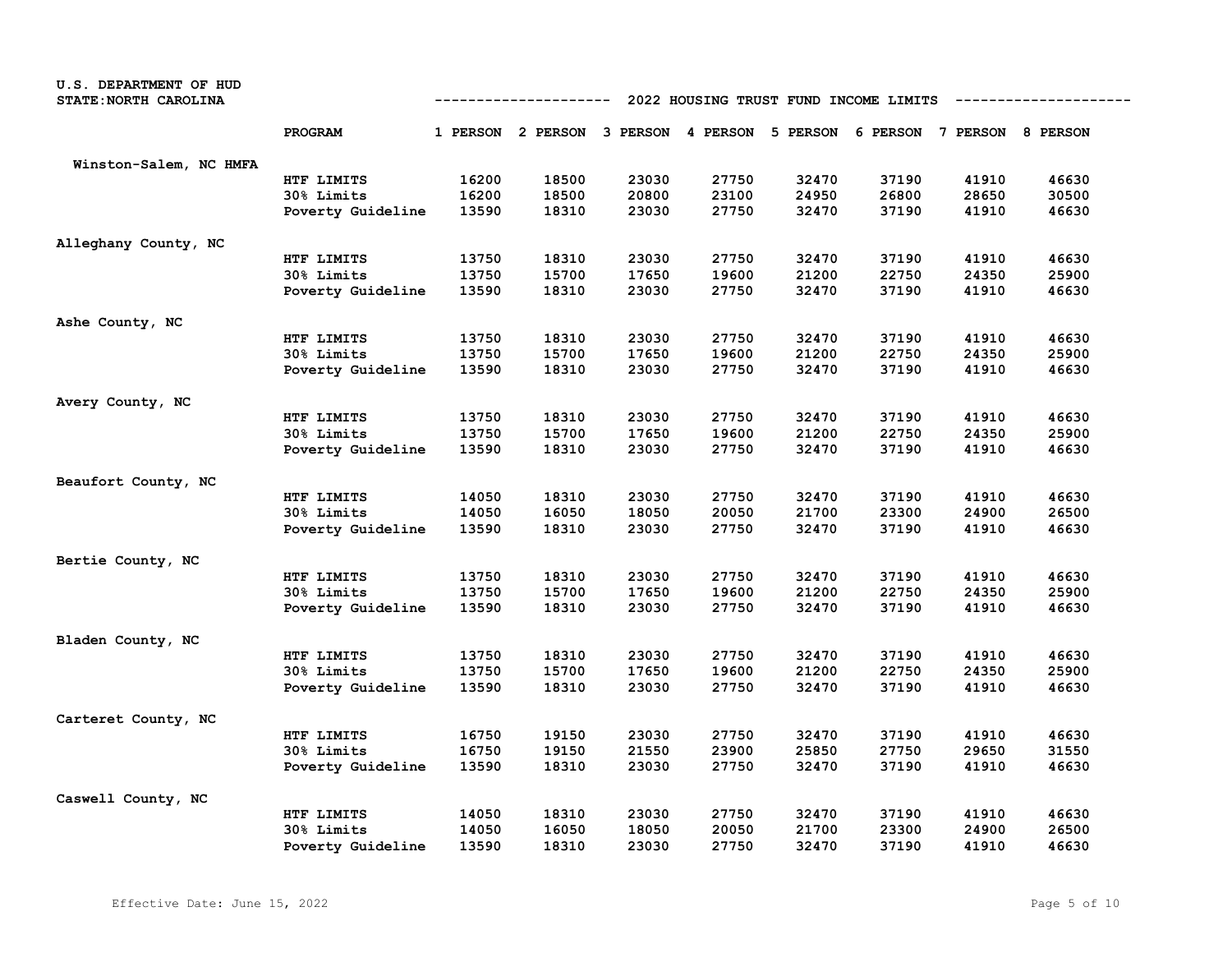U.S. DEPARTMENT OF HUD
STATE: NORTH CAROLINA

## 2022 HOUSING TRUST FUND INCOME LIMITS

| | PROGRAM | 1 PERSON | 2 PERSON | 3 PERSON | 4 PERSON | 5 PERSON | 6 PERSON | 7 PERSON | 8 PERSON |
|---|---|---|---|---|---|---|---|---|---|
| Winston-Salem, NC HMFA | | | | | | | | | |
| | HTF LIMITS | 16200 | 18500 | 23030 | 27750 | 32470 | 37190 | 41910 | 46630 |
| | 30% Limits | 16200 | 18500 | 20800 | 23100 | 24950 | 26800 | 28650 | 30500 |
| | Poverty Guideline | 13590 | 18310 | 23030 | 27750 | 32470 | 37190 | 41910 | 46630 |
| Alleghany County, NC | | | | | | | | | |
| | HTF LIMITS | 13750 | 18310 | 23030 | 27750 | 32470 | 37190 | 41910 | 46630 |
| | 30% Limits | 13750 | 15700 | 17650 | 19600 | 21200 | 22750 | 24350 | 25900 |
| | Poverty Guideline | 13590 | 18310 | 23030 | 27750 | 32470 | 37190 | 41910 | 46630 |
| Ashe County, NC | | | | | | | | | |
| | HTF LIMITS | 13750 | 18310 | 23030 | 27750 | 32470 | 37190 | 41910 | 46630 |
| | 30% Limits | 13750 | 15700 | 17650 | 19600 | 21200 | 22750 | 24350 | 25900 |
| | Poverty Guideline | 13590 | 18310 | 23030 | 27750 | 32470 | 37190 | 41910 | 46630 |
| Avery County, NC | | | | | | | | | |
| | HTF LIMITS | 13750 | 18310 | 23030 | 27750 | 32470 | 37190 | 41910 | 46630 |
| | 30% Limits | 13750 | 15700 | 17650 | 19600 | 21200 | 22750 | 24350 | 25900 |
| | Poverty Guideline | 13590 | 18310 | 23030 | 27750 | 32470 | 37190 | 41910 | 46630 |
| Beaufort County, NC | | | | | | | | | |
| | HTF LIMITS | 14050 | 18310 | 23030 | 27750 | 32470 | 37190 | 41910 | 46630 |
| | 30% Limits | 14050 | 16050 | 18050 | 20050 | 21700 | 23300 | 24900 | 26500 |
| | Poverty Guideline | 13590 | 18310 | 23030 | 27750 | 32470 | 37190 | 41910 | 46630 |
| Bertie County, NC | | | | | | | | | |
| | HTF LIMITS | 13750 | 18310 | 23030 | 27750 | 32470 | 37190 | 41910 | 46630 |
| | 30% Limits | 13750 | 15700 | 17650 | 19600 | 21200 | 22750 | 24350 | 25900 |
| | Poverty Guideline | 13590 | 18310 | 23030 | 27750 | 32470 | 37190 | 41910 | 46630 |
| Bladen County, NC | | | | | | | | | |
| | HTF LIMITS | 13750 | 18310 | 23030 | 27750 | 32470 | 37190 | 41910 | 46630 |
| | 30% Limits | 13750 | 15700 | 17650 | 19600 | 21200 | 22750 | 24350 | 25900 |
| | Poverty Guideline | 13590 | 18310 | 23030 | 27750 | 32470 | 37190 | 41910 | 46630 |
| Carteret County, NC | | | | | | | | | |
| | HTF LIMITS | 16750 | 19150 | 23030 | 27750 | 32470 | 37190 | 41910 | 46630 |
| | 30% Limits | 16750 | 19150 | 21550 | 23900 | 25850 | 27750 | 29650 | 31550 |
| | Poverty Guideline | 13590 | 18310 | 23030 | 27750 | 32470 | 37190 | 41910 | 46630 |
| Caswell County, NC | | | | | | | | | |
| | HTF LIMITS | 14050 | 18310 | 23030 | 27750 | 32470 | 37190 | 41910 | 46630 |
| | 30% Limits | 14050 | 16050 | 18050 | 20050 | 21700 | 23300 | 24900 | 26500 |
| | Poverty Guideline | 13590 | 18310 | 23030 | 27750 | 32470 | 37190 | 41910 | 46630 |

Effective Date: June 15, 2022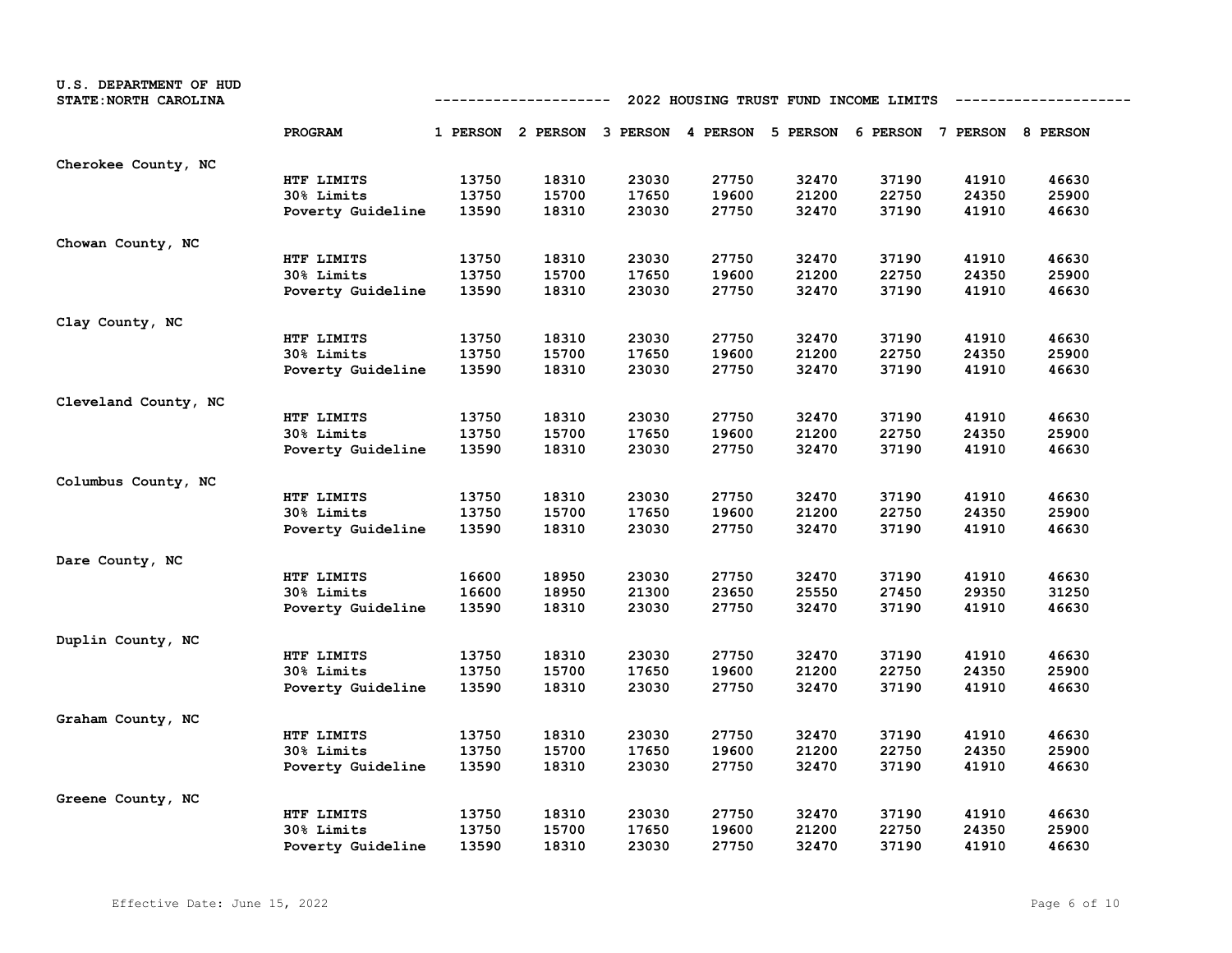U.S. DEPARTMENT OF HUD
STATE:NORTH CAROLINA

## 2022 HOUSING TRUST FUND INCOME LIMITS

| | PROGRAM | 1 PERSON | 2 PERSON | 3 PERSON | 4 PERSON | 5 PERSON | 6 PERSON | 7 PERSON | 8 PERSON |
|---|---|---|---|---|---|---|---|---|---|
| Cherokee County, NC | | | | | | | | | |
| | HTF LIMITS | 13750 | 18310 | 23030 | 27750 | 32470 | 37190 | 41910 | 46630 |
| | 30% Limits | 13750 | 15700 | 17650 | 19600 | 21200 | 22750 | 24350 | 25900 |
| | Poverty Guideline | 13590 | 18310 | 23030 | 27750 | 32470 | 37190 | 41910 | 46630 |
| Chowan County, NC | | | | | | | | | |
| | HTF LIMITS | 13750 | 18310 | 23030 | 27750 | 32470 | 37190 | 41910 | 46630 |
| | 30% Limits | 13750 | 15700 | 17650 | 19600 | 21200 | 22750 | 24350 | 25900 |
| | Poverty Guideline | 13590 | 18310 | 23030 | 27750 | 32470 | 37190 | 41910 | 46630 |
| Clay County, NC | | | | | | | | | |
| | HTF LIMITS | 13750 | 18310 | 23030 | 27750 | 32470 | 37190 | 41910 | 46630 |
| | 30% Limits | 13750 | 15700 | 17650 | 19600 | 21200 | 22750 | 24350 | 25900 |
| | Poverty Guideline | 13590 | 18310 | 23030 | 27750 | 32470 | 37190 | 41910 | 46630 |
| Cleveland County, NC | | | | | | | | | |
| | HTF LIMITS | 13750 | 18310 | 23030 | 27750 | 32470 | 37190 | 41910 | 46630 |
| | 30% Limits | 13750 | 15700 | 17650 | 19600 | 21200 | 22750 | 24350 | 25900 |
| | Poverty Guideline | 13590 | 18310 | 23030 | 27750 | 32470 | 37190 | 41910 | 46630 |
| Columbus County, NC | | | | | | | | | |
| | HTF LIMITS | 13750 | 18310 | 23030 | 27750 | 32470 | 37190 | 41910 | 46630 |
| | 30% Limits | 13750 | 15700 | 17650 | 19600 | 21200 | 22750 | 24350 | 25900 |
| | Poverty Guideline | 13590 | 18310 | 23030 | 27750 | 32470 | 37190 | 41910 | 46630 |
| Dare County, NC | | | | | | | | | |
| | HTF LIMITS | 16600 | 18950 | 23030 | 27750 | 32470 | 37190 | 41910 | 46630 |
| | 30% Limits | 16600 | 18950 | 21300 | 23650 | 25550 | 27450 | 29350 | 31250 |
| | Poverty Guideline | 13590 | 18310 | 23030 | 27750 | 32470 | 37190 | 41910 | 46630 |
| Duplin County, NC | | | | | | | | | |
| | HTF LIMITS | 13750 | 18310 | 23030 | 27750 | 32470 | 37190 | 41910 | 46630 |
| | 30% Limits | 13750 | 15700 | 17650 | 19600 | 21200 | 22750 | 24350 | 25900 |
| | Poverty Guideline | 13590 | 18310 | 23030 | 27750 | 32470 | 37190 | 41910 | 46630 |
| Graham County, NC | | | | | | | | | |
| | HTF LIMITS | 13750 | 18310 | 23030 | 27750 | 32470 | 37190 | 41910 | 46630 |
| | 30% Limits | 13750 | 15700 | 17650 | 19600 | 21200 | 22750 | 24350 | 25900 |
| | Poverty Guideline | 13590 | 18310 | 23030 | 27750 | 32470 | 37190 | 41910 | 46630 |
| Greene County, NC | | | | | | | | | |
| | HTF LIMITS | 13750 | 18310 | 23030 | 27750 | 32470 | 37190 | 41910 | 46630 |
| | 30% Limits | 13750 | 15700 | 17650 | 19600 | 21200 | 22750 | 24350 | 25900 |
| | Poverty Guideline | 13590 | 18310 | 23030 | 27750 | 32470 | 37190 | 41910 | 46630 |

Effective Date: June 15, 2022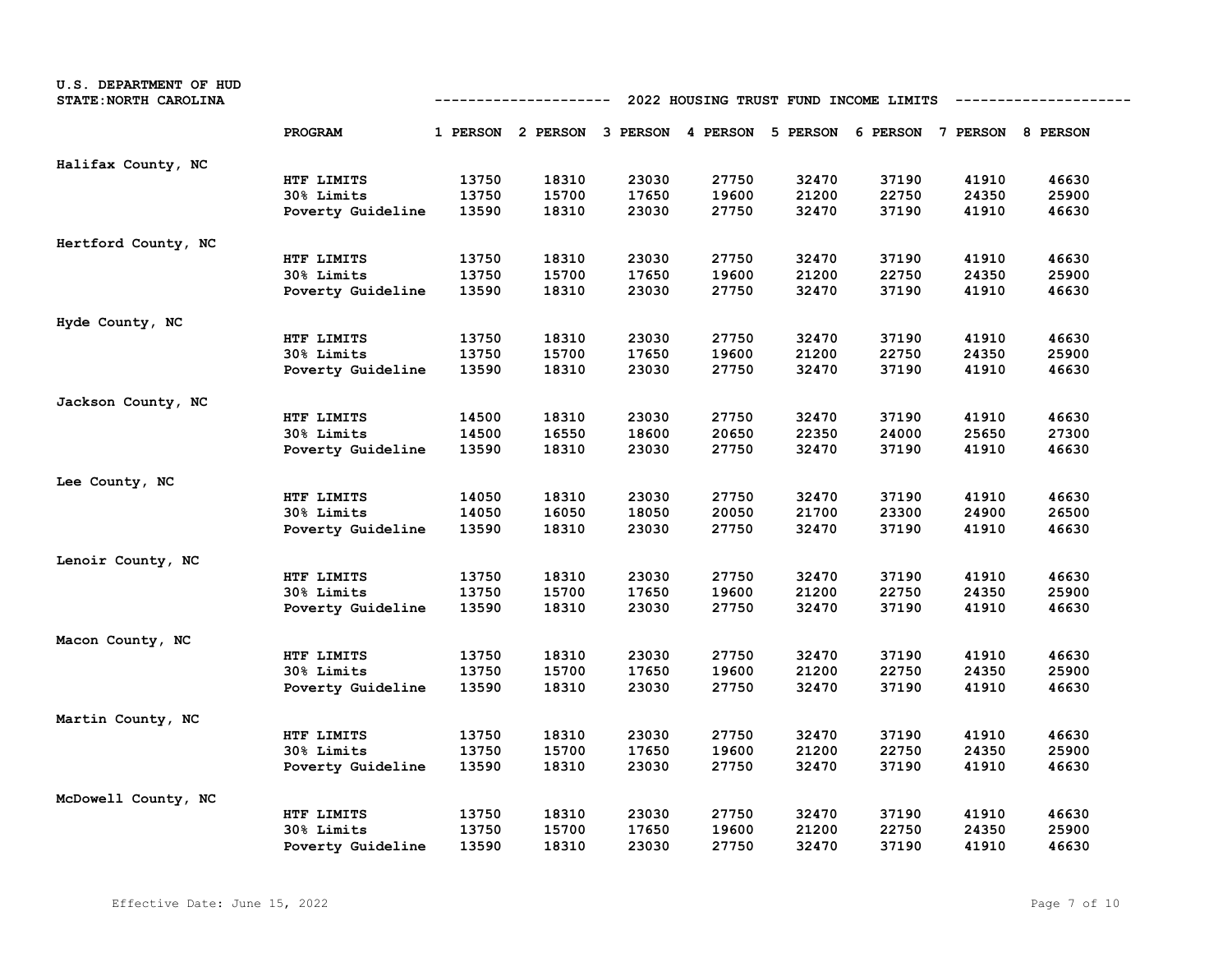U.S. DEPARTMENT OF HUD
STATE:NORTH CAROLINA

## 2022 HOUSING TRUST FUND INCOME LIMITS

| | PROGRAM | 1 PERSON | 2 PERSON | 3 PERSON | 4 PERSON | 5 PERSON | 6 PERSON | 7 PERSON | 8 PERSON |
|---|---|---|---|---|---|---|---|---|---|
| Halifax County, NC | | | | | | | | | |
| | HTF LIMITS | 13750 | 18310 | 23030 | 27750 | 32470 | 37190 | 41910 | 46630 |
| | 30% Limits | 13750 | 15700 | 17650 | 19600 | 21200 | 22750 | 24350 | 25900 |
| | Poverty Guideline | 13590 | 18310 | 23030 | 27750 | 32470 | 37190 | 41910 | 46630 |
| Hertford County, NC | | | | | | | | | |
| | HTF LIMITS | 13750 | 18310 | 23030 | 27750 | 32470 | 37190 | 41910 | 46630 |
| | 30% Limits | 13750 | 15700 | 17650 | 19600 | 21200 | 22750 | 24350 | 25900 |
| | Poverty Guideline | 13590 | 18310 | 23030 | 27750 | 32470 | 37190 | 41910 | 46630 |
| Hyde County, NC | | | | | | | | | |
| | HTF LIMITS | 13750 | 18310 | 23030 | 27750 | 32470 | 37190 | 41910 | 46630 |
| | 30% Limits | 13750 | 15700 | 17650 | 19600 | 21200 | 22750 | 24350 | 25900 |
| | Poverty Guideline | 13590 | 18310 | 23030 | 27750 | 32470 | 37190 | 41910 | 46630 |
| Jackson County, NC | | | | | | | | | |
| | HTF LIMITS | 14500 | 18310 | 23030 | 27750 | 32470 | 37190 | 41910 | 46630 |
| | 30% Limits | 14500 | 16550 | 18600 | 20650 | 22350 | 24000 | 25650 | 27300 |
| | Poverty Guideline | 13590 | 18310 | 23030 | 27750 | 32470 | 37190 | 41910 | 46630 |
| Lee County, NC | | | | | | | | | |
| | HTF LIMITS | 14050 | 18310 | 23030 | 27750 | 32470 | 37190 | 41910 | 46630 |
| | 30% Limits | 14050 | 16050 | 18050 | 20050 | 21700 | 23300 | 24900 | 26500 |
| | Poverty Guideline | 13590 | 18310 | 23030 | 27750 | 32470 | 37190 | 41910 | 46630 |
| Lenoir County, NC | | | | | | | | | |
| | HTF LIMITS | 13750 | 18310 | 23030 | 27750 | 32470 | 37190 | 41910 | 46630 |
| | 30% Limits | 13750 | 15700 | 17650 | 19600 | 21200 | 22750 | 24350 | 25900 |
| | Poverty Guideline | 13590 | 18310 | 23030 | 27750 | 32470 | 37190 | 41910 | 46630 |
| Macon County, NC | | | | | | | | | |
| | HTF LIMITS | 13750 | 18310 | 23030 | 27750 | 32470 | 37190 | 41910 | 46630 |
| | 30% Limits | 13750 | 15700 | 17650 | 19600 | 21200 | 22750 | 24350 | 25900 |
| | Poverty Guideline | 13590 | 18310 | 23030 | 27750 | 32470 | 37190 | 41910 | 46630 |
| Martin County, NC | | | | | | | | | |
| | HTF LIMITS | 13750 | 18310 | 23030 | 27750 | 32470 | 37190 | 41910 | 46630 |
| | 30% Limits | 13750 | 15700 | 17650 | 19600 | 21200 | 22750 | 24350 | 25900 |
| | Poverty Guideline | 13590 | 18310 | 23030 | 27750 | 32470 | 37190 | 41910 | 46630 |
| McDowell County, NC | | | | | | | | | |
| | HTF LIMITS | 13750 | 18310 | 23030 | 27750 | 32470 | 37190 | 41910 | 46630 |
| | 30% Limits | 13750 | 15700 | 17650 | 19600 | 21200 | 22750 | 24350 | 25900 |
| | Poverty Guideline | 13590 | 18310 | 23030 | 27750 | 32470 | 37190 | 41910 | 46630 |

Effective Date: June 15, 2022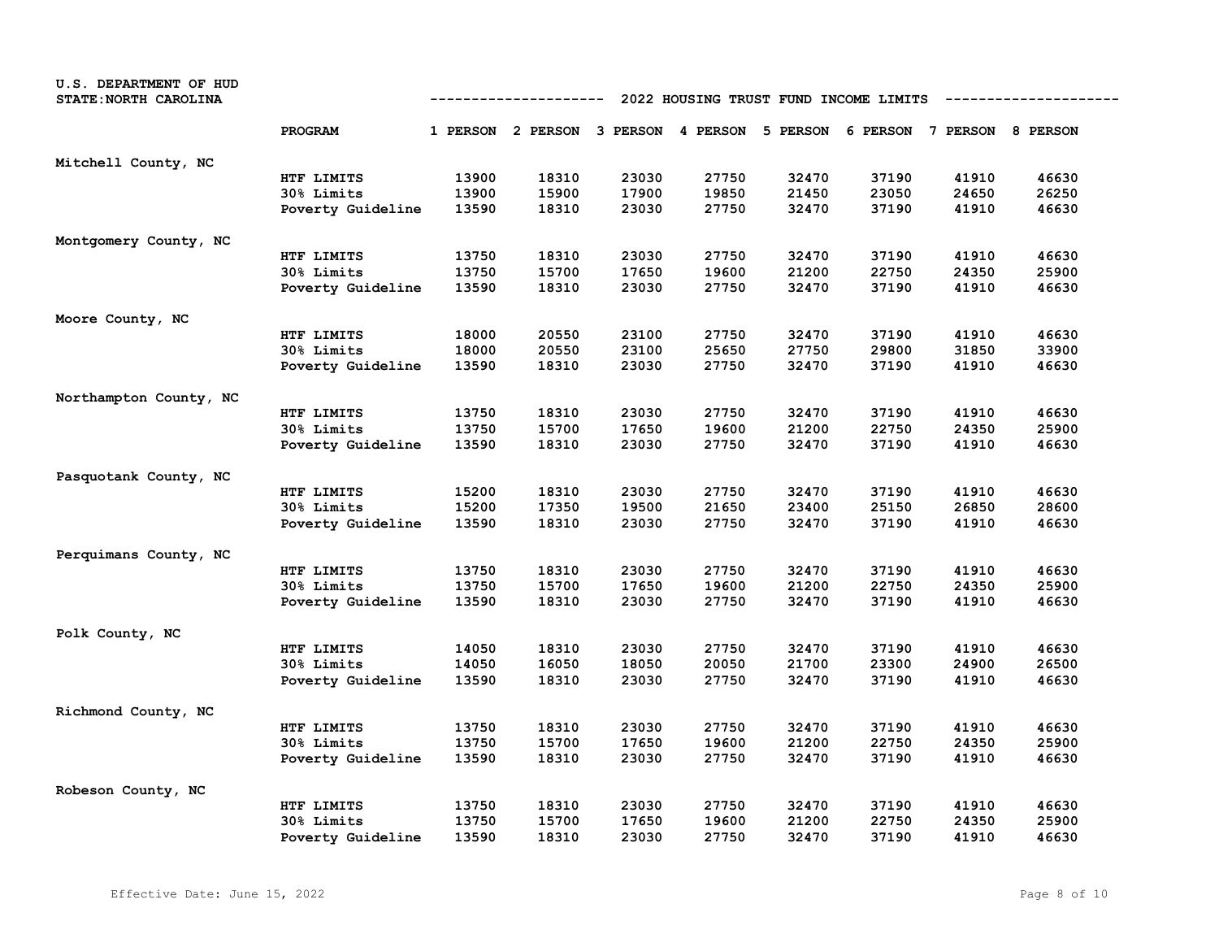U.S. DEPARTMENT OF HUD
STATE:NORTH CAROLINA

## 2022 HOUSING TRUST FUND INCOME LIMITS

| | PROGRAM | 1 PERSON | 2 PERSON | 3 PERSON | 4 PERSON | 5 PERSON | 6 PERSON | 7 PERSON | 8 PERSON |
|---|---|---|---|---|---|---|---|---|---|
| Mitchell County, NC | | | | | | | | | |
| | HTF LIMITS | 13900 | 18310 | 23030 | 27750 | 32470 | 37190 | 41910 | 46630 |
| | 30% Limits | 13900 | 15900 | 17900 | 19850 | 21450 | 23050 | 24650 | 26250 |
| | Poverty Guideline | 13590 | 18310 | 23030 | 27750 | 32470 | 37190 | 41910 | 46630 |
| Montgomery County, NC | | | | | | | | | |
| | HTF LIMITS | 13750 | 18310 | 23030 | 27750 | 32470 | 37190 | 41910 | 46630 |
| | 30% Limits | 13750 | 15700 | 17650 | 19600 | 21200 | 22750 | 24350 | 25900 |
| | Poverty Guideline | 13590 | 18310 | 23030 | 27750 | 32470 | 37190 | 41910 | 46630 |
| Moore County, NC | | | | | | | | | |
| | HTF LIMITS | 18000 | 20550 | 23100 | 27750 | 32470 | 37190 | 41910 | 46630 |
| | 30% Limits | 18000 | 20550 | 23100 | 25650 | 27750 | 29800 | 31850 | 33900 |
| | Poverty Guideline | 13590 | 18310 | 23030 | 27750 | 32470 | 37190 | 41910 | 46630 |
| Northampton County, NC | | | | | | | | | |
| | HTF LIMITS | 13750 | 18310 | 23030 | 27750 | 32470 | 37190 | 41910 | 46630 |
| | 30% Limits | 13750 | 15700 | 17650 | 19600 | 21200 | 22750 | 24350 | 25900 |
| | Poverty Guideline | 13590 | 18310 | 23030 | 27750 | 32470 | 37190 | 41910 | 46630 |
| Pasquotank County, NC | | | | | | | | | |
| | HTF LIMITS | 15200 | 18310 | 23030 | 27750 | 32470 | 37190 | 41910 | 46630 |
| | 30% Limits | 15200 | 17350 | 19500 | 21650 | 23400 | 25150 | 26850 | 28600 |
| | Poverty Guideline | 13590 | 18310 | 23030 | 27750 | 32470 | 37190 | 41910 | 46630 |
| Perquimans County, NC | | | | | | | | | |
| | HTF LIMITS | 13750 | 18310 | 23030 | 27750 | 32470 | 37190 | 41910 | 46630 |
| | 30% Limits | 13750 | 15700 | 17650 | 19600 | 21200 | 22750 | 24350 | 25900 |
| | Poverty Guideline | 13590 | 18310 | 23030 | 27750 | 32470 | 37190 | 41910 | 46630 |
| Polk County, NC | | | | | | | | | |
| | HTF LIMITS | 14050 | 18310 | 23030 | 27750 | 32470 | 37190 | 41910 | 46630 |
| | 30% Limits | 14050 | 16050 | 18050 | 20050 | 21700 | 23300 | 24900 | 26500 |
| | Poverty Guideline | 13590 | 18310 | 23030 | 27750 | 32470 | 37190 | 41910 | 46630 |
| Richmond County, NC | | | | | | | | | |
| | HTF LIMITS | 13750 | 18310 | 23030 | 27750 | 32470 | 37190 | 41910 | 46630 |
| | 30% Limits | 13750 | 15700 | 17650 | 19600 | 21200 | 22750 | 24350 | 25900 |
| | Poverty Guideline | 13590 | 18310 | 23030 | 27750 | 32470 | 37190 | 41910 | 46630 |
| Robeson County, NC | | | | | | | | | |
| | HTF LIMITS | 13750 | 18310 | 23030 | 27750 | 32470 | 37190 | 41910 | 46630 |
| | 30% Limits | 13750 | 15700 | 17650 | 19600 | 21200 | 22750 | 24350 | 25900 |
| | Poverty Guideline | 13590 | 18310 | 23030 | 27750 | 32470 | 37190 | 41910 | 46630 |

Effective Date: June 15, 2022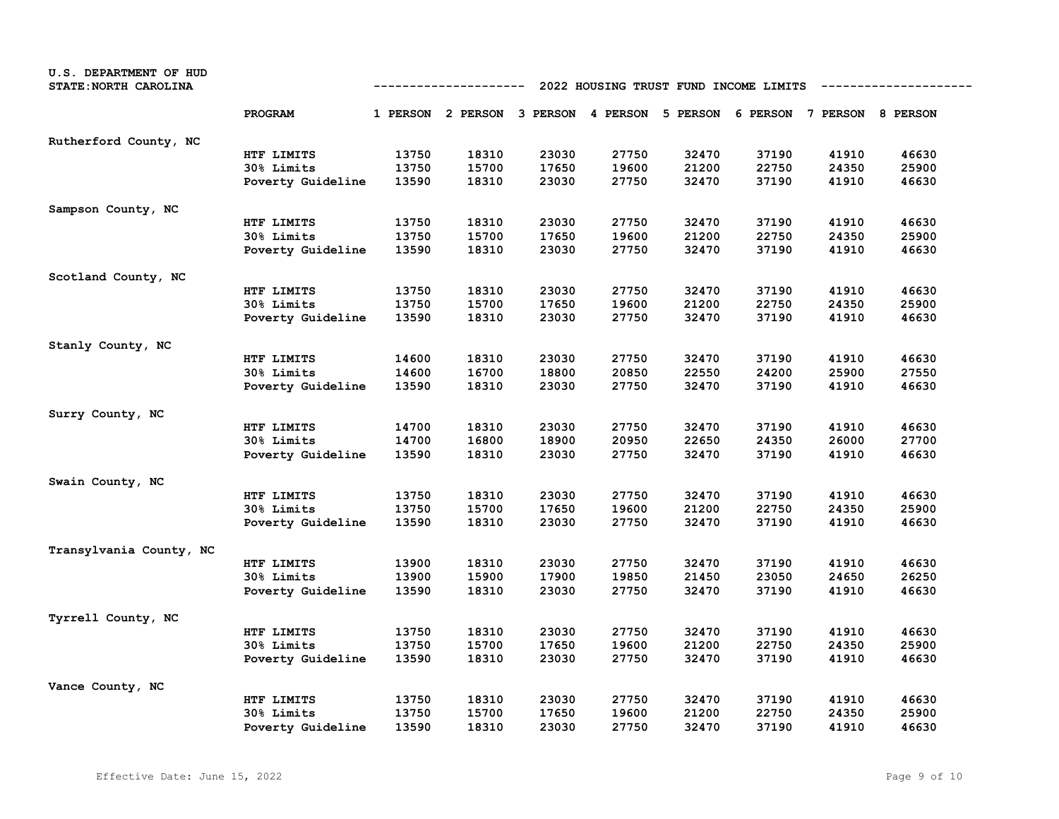U.S. DEPARTMENT OF HUD
STATE:NORTH CAROLINA

## 2022 HOUSING TRUST FUND INCOME LIMITS

| | PROGRAM | 1 PERSON | 2 PERSON | 3 PERSON | 4 PERSON | 5 PERSON | 6 PERSON | 7 PERSON | 8 PERSON |
|---|---|---|---|---|---|---|---|---|---|
| Rutherford County, NC | | | | | | | | | |
| | HTF LIMITS | 13750 | 18310 | 23030 | 27750 | 32470 | 37190 | 41910 | 46630 |
| | 30% Limits | 13750 | 15700 | 17650 | 19600 | 21200 | 22750 | 24350 | 25900 |
| | Poverty Guideline | 13590 | 18310 | 23030 | 27750 | 32470 | 37190 | 41910 | 46630 |
| Sampson County, NC | | | | | | | | | |
| | HTF LIMITS | 13750 | 18310 | 23030 | 27750 | 32470 | 37190 | 41910 | 46630 |
| | 30% Limits | 13750 | 15700 | 17650 | 19600 | 21200 | 22750 | 24350 | 25900 |
| | Poverty Guideline | 13590 | 18310 | 23030 | 27750 | 32470 | 37190 | 41910 | 46630 |
| Scotland County, NC | | | | | | | | | |
| | HTF LIMITS | 13750 | 18310 | 23030 | 27750 | 32470 | 37190 | 41910 | 46630 |
| | 30% Limits | 13750 | 15700 | 17650 | 19600 | 21200 | 22750 | 24350 | 25900 |
| | Poverty Guideline | 13590 | 18310 | 23030 | 27750 | 32470 | 37190 | 41910 | 46630 |
| Stanly County, NC | | | | | | | | | |
| | HTF LIMITS | 14600 | 18310 | 23030 | 27750 | 32470 | 37190 | 41910 | 46630 |
| | 30% Limits | 14600 | 16700 | 18800 | 20850 | 22550 | 24200 | 25900 | 27550 |
| | Poverty Guideline | 13590 | 18310 | 23030 | 27750 | 32470 | 37190 | 41910 | 46630 |
| Surry County, NC | | | | | | | | | |
| | HTF LIMITS | 14700 | 18310 | 23030 | 27750 | 32470 | 37190 | 41910 | 46630 |
| | 30% Limits | 14700 | 16800 | 18900 | 20950 | 22650 | 24350 | 26000 | 27700 |
| | Poverty Guideline | 13590 | 18310 | 23030 | 27750 | 32470 | 37190 | 41910 | 46630 |
| Swain County, NC | | | | | | | | | |
| | HTF LIMITS | 13750 | 18310 | 23030 | 27750 | 32470 | 37190 | 41910 | 46630 |
| | 30% Limits | 13750 | 15700 | 17650 | 19600 | 21200 | 22750 | 24350 | 25900 |
| | Poverty Guideline | 13590 | 18310 | 23030 | 27750 | 32470 | 37190 | 41910 | 46630 |
| Transylvania County, NC | | | | | | | | | |
| | HTF LIMITS | 13900 | 18310 | 23030 | 27750 | 32470 | 37190 | 41910 | 46630 |
| | 30% Limits | 13900 | 15900 | 17900 | 19850 | 21450 | 23050 | 24650 | 26250 |
| | Poverty Guideline | 13590 | 18310 | 23030 | 27750 | 32470 | 37190 | 41910 | 46630 |
| Tyrrell County, NC | | | | | | | | | |
| | HTF LIMITS | 13750 | 18310 | 23030 | 27750 | 32470 | 37190 | 41910 | 46630 |
| | 30% Limits | 13750 | 15700 | 17650 | 19600 | 21200 | 22750 | 24350 | 25900 |
| | Poverty Guideline | 13590 | 18310 | 23030 | 27750 | 32470 | 37190 | 41910 | 46630 |
| Vance County, NC | | | | | | | | | |
| | HTF LIMITS | 13750 | 18310 | 23030 | 27750 | 32470 | 37190 | 41910 | 46630 |
| | 30% Limits | 13750 | 15700 | 17650 | 19600 | 21200 | 22750 | 24350 | 25900 |
| | Poverty Guideline | 13590 | 18310 | 23030 | 27750 | 32470 | 37190 | 41910 | 46630 |

Effective Date: June 15, 2022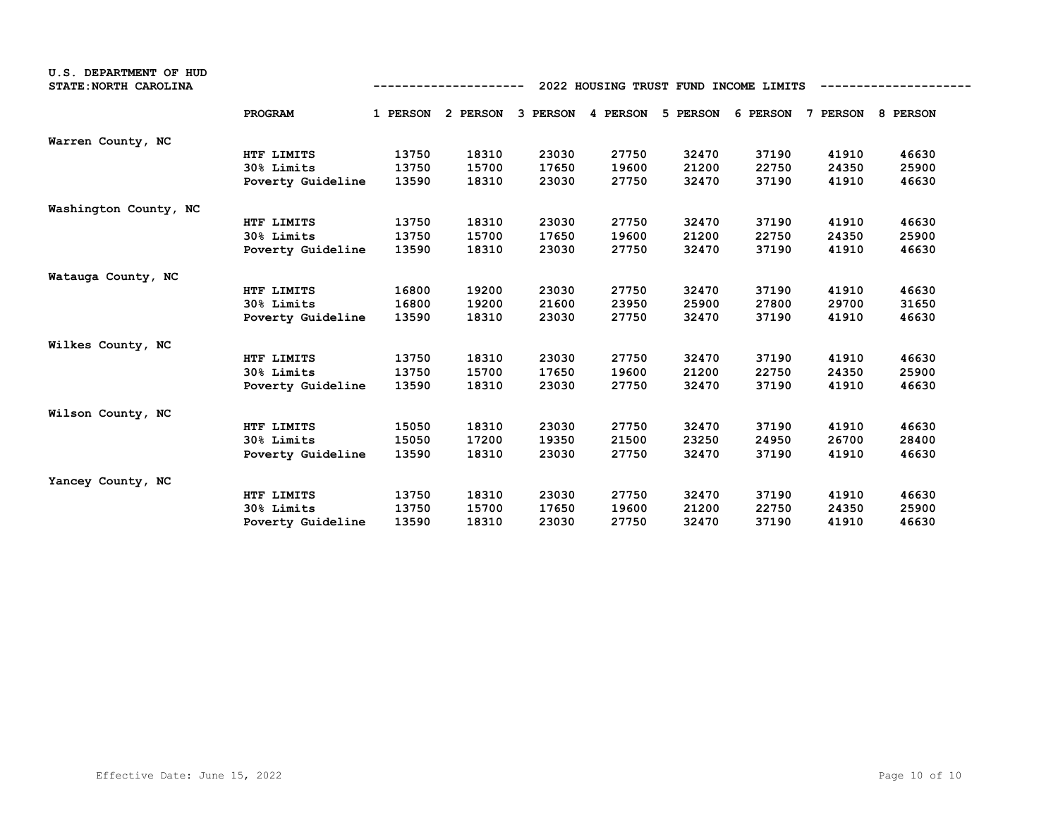U.S. DEPARTMENT OF HUD
STATE:NORTH CAROLINA

## 2022 HOUSING TRUST FUND INCOME LIMITS

| | PROGRAM | 1 PERSON | 2 PERSON | 3 PERSON | 4 PERSON | 5 PERSON | 6 PERSON | 7 PERSON | 8 PERSON |
|---|---|---|---|---|---|---|---|---|---|
| Warren County, NC | | | | | | | | | |
| | HTF LIMITS | 13750 | 18310 | 23030 | 27750 | 32470 | 37190 | 41910 | 46630 |
| | 30% Limits | 13750 | 15700 | 17650 | 19600 | 21200 | 22750 | 24350 | 25900 |
| | Poverty Guideline | 13590 | 18310 | 23030 | 27750 | 32470 | 37190 | 41910 | 46630 |
| Washington County, NC | | | | | | | | | |
| | HTF LIMITS | 13750 | 18310 | 23030 | 27750 | 32470 | 37190 | 41910 | 46630 |
| | 30% Limits | 13750 | 15700 | 17650 | 19600 | 21200 | 22750 | 24350 | 25900 |
| | Poverty Guideline | 13590 | 18310 | 23030 | 27750 | 32470 | 37190 | 41910 | 46630 |
| Watauga County, NC | | | | | | | | | |
| | HTF LIMITS | 16800 | 19200 | 23030 | 27750 | 32470 | 37190 | 41910 | 46630 |
| | 30% Limits | 16800 | 19200 | 21600 | 23950 | 25900 | 27800 | 29700 | 31650 |
| | Poverty Guideline | 13590 | 18310 | 23030 | 27750 | 32470 | 37190 | 41910 | 46630 |
| Wilkes County, NC | | | | | | | | | |
| | HTF LIMITS | 13750 | 18310 | 23030 | 27750 | 32470 | 37190 | 41910 | 46630 |
| | 30% Limits | 13750 | 15700 | 17650 | 19600 | 21200 | 22750 | 24350 | 25900 |
| | Poverty Guideline | 13590 | 18310 | 23030 | 27750 | 32470 | 37190 | 41910 | 46630 |
| Wilson County, NC | | | | | | | | | |
| | HTF LIMITS | 15050 | 18310 | 23030 | 27750 | 32470 | 37190 | 41910 | 46630 |
| | 30% Limits | 15050 | 17200 | 19350 | 21500 | 23250 | 24950 | 26700 | 28400 |
| | Poverty Guideline | 13590 | 18310 | 23030 | 27750 | 32470 | 37190 | 41910 | 46630 |
| Yancey County, NC | | | | | | | | | |
| | HTF LIMITS | 13750 | 18310 | 23030 | 27750 | 32470 | 37190 | 41910 | 46630 |
| | 30% Limits | 13750 | 15700 | 17650 | 19600 | 21200 | 22750 | 24350 | 25900 |
| | Poverty Guideline | 13590 | 18310 | 23030 | 27750 | 32470 | 37190 | 41910 | 46630 |

Effective Date: June 15, 2022